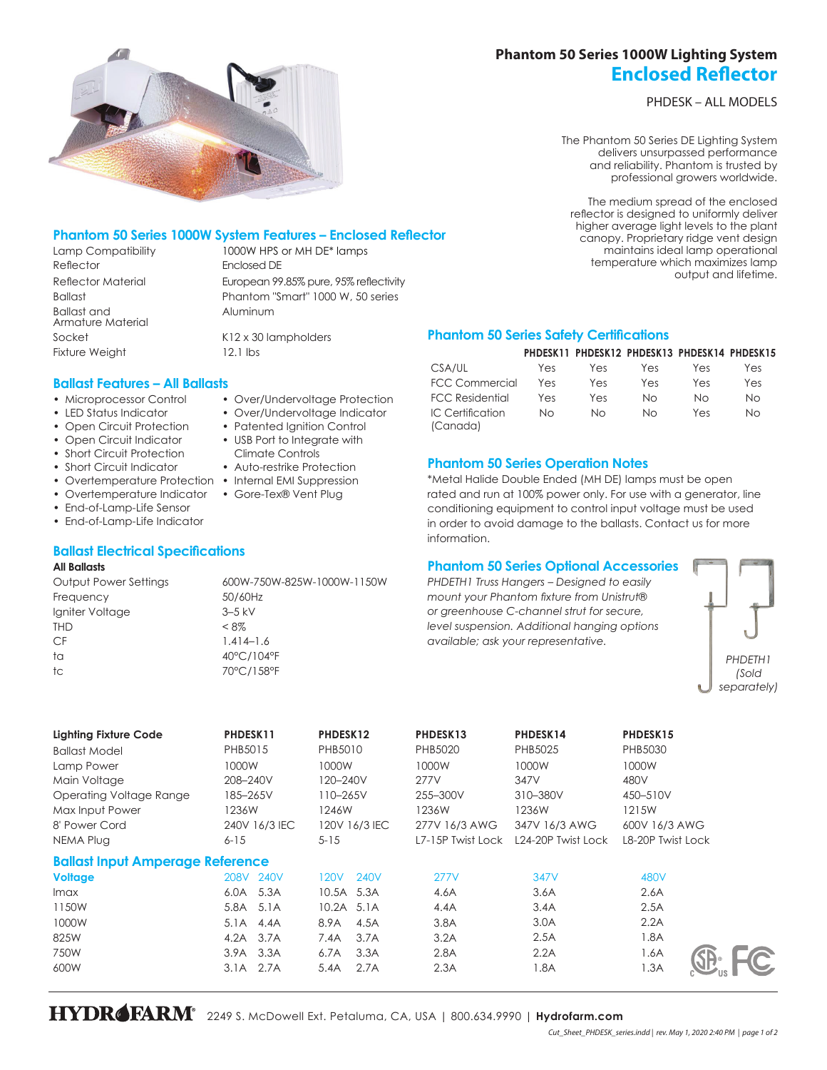# Phantom 50 Series 1000W Lighting System

## Enclosed Reflector

PHDESK – ALL MODELS

The Phantom 50 Series DE Lighting System delivers unsurpassed performance and reliability. Phantom is trusted by professional growers worldwide.

The medium spread of the enclosed reflector is designed to uniformly deliver higher average light levels to the plant canopy. Proprietary ridge vent design maintains ideal lamp operational temperature which maximizes lamp output and lifetime.

### Phantom 50 Series 1000W System Features – Enclosed Reflector

| | |
|---|---|
| Lamp Compatibility | 1000W HPS or MH DE* lamps |
| Reflector | Enclosed DE |
| Reflector Material | European 99.85% pure, 95% reflectivity |
| Ballast | Phantom "Smart" 1000 W, 50 series |
| Ballast and Armature Material | Aluminum |
| Socket | K12 x 30 lampholders |
| Fixture Weight | 12.1 lbs |

### Ballast Features – All Ballasts

- Microprocessor Control
- LED Status Indicator
- Open Circuit Protection
- Open Circuit Indicator
- Short Circuit Protection
- Short Circuit Indicator
- Overtemperature Protection
- Overtemperature Indicator
- End-of-Lamp-Life Sensor
- End-of-Lamp-Life Indicator
- Over/Undervoltage Protection
- Over/Undervoltage Indicator
- Patented Ignition Control
- USB Port to Integrate with Climate Controls
- Auto-restrike Protection
- Internal EMI Suppression
- Gore-Tex® Vent Plug

### Ballast Electrical Specifications

**All Ballasts**

| | |
|---|---|
| Output Power Settings | 600W-750W-825W-1000W-1150W |
| Frequency | 50/60Hz |
| Igniter Voltage | 3–5 kV |
| THD | < 8% |
| CF | 1.414–1.6 |
| ta | 40°C/104°F |
| tc | 70°C/158°F |

### Phantom 50 Series Safety Certifications

| | PHDESK11 | PHDESK12 | PHDESK13 | PHDESK14 | PHDESK15 |
|---|---|---|---|---|---|
| CSA/UL | Yes | Yes | Yes | Yes | Yes |
| FCC Commercial | Yes | Yes | Yes | Yes | Yes |
| FCC Residential | Yes | Yes | No | No | No |
| IC Certification (Canada) | No | No | No | Yes | No |

### Phantom 50 Series Operation Notes

*Metal Halide Double Ended (MH DE) lamps must be open rated and run at 100% power only. For use with a generator, line conditioning equipment to control input voltage must be used in order to avoid damage to the ballasts. Contact us for more information.

### Phantom 50 Series Optional Accessories

*PHDETH1 Truss Hangers – Designed to easily mount your Phantom fixture from Unistrut® or greenhouse C-channel strut for secure, level suspension. Additional hanging options available; ask your representative.*

*PHDETH1 (Sold separately)*

| Lighting Fixture Code | PHDESK11 | PHDESK12 | PHDESK13 | PHDESK14 | PHDESK15 |
|---|---|---|---|---|---|
| Ballast Model | PHB5015 | PHB5010 | PHB5020 | PHB5025 | PHB5030 |
| Lamp Power | 1000W | 1000W | 1000W | 1000W | 1000W |
| Main Voltage | 208–240V | 120–240V | 277V | 347V | 480V |
| Operating Voltage Range | 185–265V | 110–265V | 255–300V | 310–380V | 450–510V |
| Max Input Power | 1236W | 1246W | 1236W | 1236W | 1215W |
| 8' Power Cord | 240V 16/3 IEC | 120V 16/3 IEC | 277V 16/3 AWG | 347V 16/3 AWG | 600V 16/3 AWG |
| NEMA Plug | 6-15 | 5-15 | L7-15P Twist Lock | L24-20P Twist Lock | L8-20P Twist Lock |

### Ballast Input Amperage Reference

| Voltage | 208V | 240V | 120V | 240V | 277V | 347V | 480V |
|---|---|---|---|---|---|---|---|
| Imax | 6.0A | 5.3A | 10.5A | 5.3A | 4.6A | 3.6A | 2.6A |
| 1150W | 5.8A | 5.1A | 10.2A | 5.1A | 4.4A | 3.4A | 2.5A |
| 1000W | 5.1A | 4.4A | 8.9A | 4.5A | 3.8A | 3.0A | 2.2A |
| 825W | 4.2A | 3.7A | 7.4A | 3.7A | 3.2A | 2.5A | 1.8A |
| 750W | 3.9A | 3.3A | 6.7A | 3.3A | 2.8A | 2.2A | 1.6A |
| 600W | 3.1A | 2.7A | 5.4A | 2.7A | 2.3A | 1.8A | 1.3A |

HYDROFARM® 2249 S. McDowell Ext. Petaluma, CA, USA | 800.634.9990 | **Hydrofarm.com**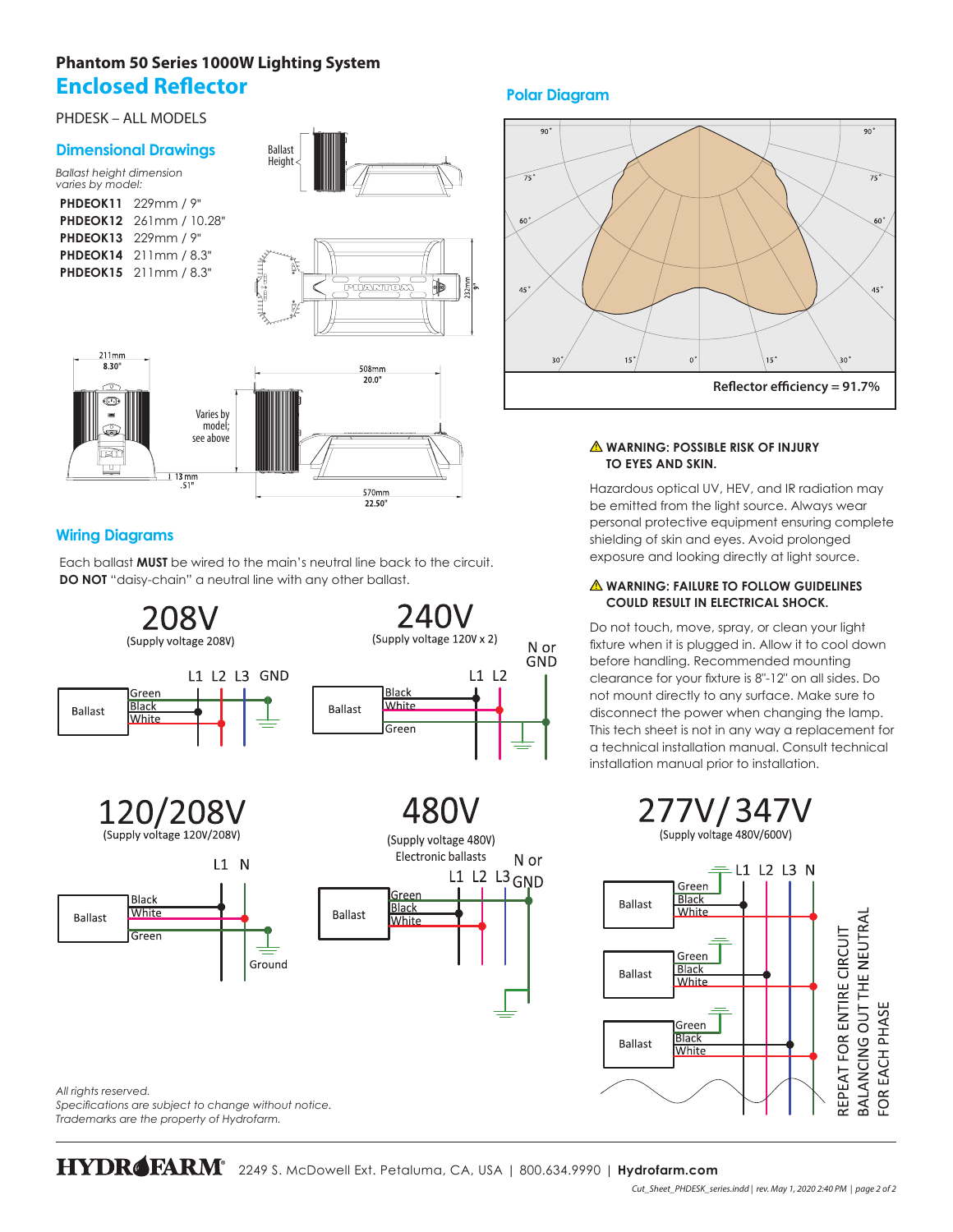**Phantom 50 Series 1000W Lighting System**

# Enclosed Reflector

PHDESK – ALL MODELS

## Dimensional Drawings

*Ballast height dimension varies by model:*

| | |
|---|---|
| **PHDEOK11** | 229mm / 9" |
| **PHDEOK12** | 261mm / 10.28" |
| **PHDEOK13** | 229mm / 9" |
| **PHDEOK14** | 211mm / 8.3" |
| **PHDEOK15** | 211mm / 8.3" |

Ballast Height

232mm 9"

211mm 8.30"

Varies by model; see above

13 mm .51"

508mm 20.0"

570mm 22.50"

## Polar Diagram

90° 75° 60° 45° 30° 15° 0° 15° 30° 45° 60° 75° 90°

Reflector efficiency = 91.7%

## Wiring Diagrams

Each ballast **MUST** be wired to the main's neutral line back to the circuit. **DO NOT** "daisy-chain" a neutral line with any other ballast.

208V
(Supply voltage 208V)
Ballast — Green, Black, White — L1 L2 L3 GND

240V
(Supply voltage 120V x 2)
Ballast — Black, White, Green — L1 L2, N or GND

120/208V
(Supply voltage 120V/208V)
Ballast — Black, White, Green — L1 N, Ground

480V
(Supply voltage 480V)
Electronic ballasts
Ballast — Green, Black, White — L1 L2 L3, N or GND

277V/347V
(Supply voltage 480V/600V)
Ballast — Green, Black, White — L1 L2 L3 N

REPEAT FOR ENTIRE CIRCUIT BALANCING OUT THE NEUTRAL FOR EACH PHASE

**⚠ WARNING: POSSIBLE RISK OF INJURY TO EYES AND SKIN.**

Hazardous optical UV, HEV, and IR radiation may be emitted from the light source. Always wear personal protective equipment ensuring complete shielding of skin and eyes. Avoid prolonged exposure and looking directly at light source.

**⚠ WARNING: FAILURE TO FOLLOW GUIDELINES COULD RESULT IN ELECTRICAL SHOCK.**

Do not touch, move, spray, or clean your light fixture when it is plugged in. Allow it to cool down before handling. Recommended mounting clearance for your fixture is 8"-12" on all sides. Do not mount directly to any surface. Make sure to disconnect the power when changing the lamp. This tech sheet is not in any way a replacement for a technical installation manual. Consult technical installation manual prior to installation.

*All rights reserved.*
*Specifications are subject to change without notice.*
*Trademarks are the property of Hydrofarm.*

HYDROFARM® 2249 S. McDowell Ext. Petaluma, CA, USA | 800.634.9990 | **Hydrofarm.com**